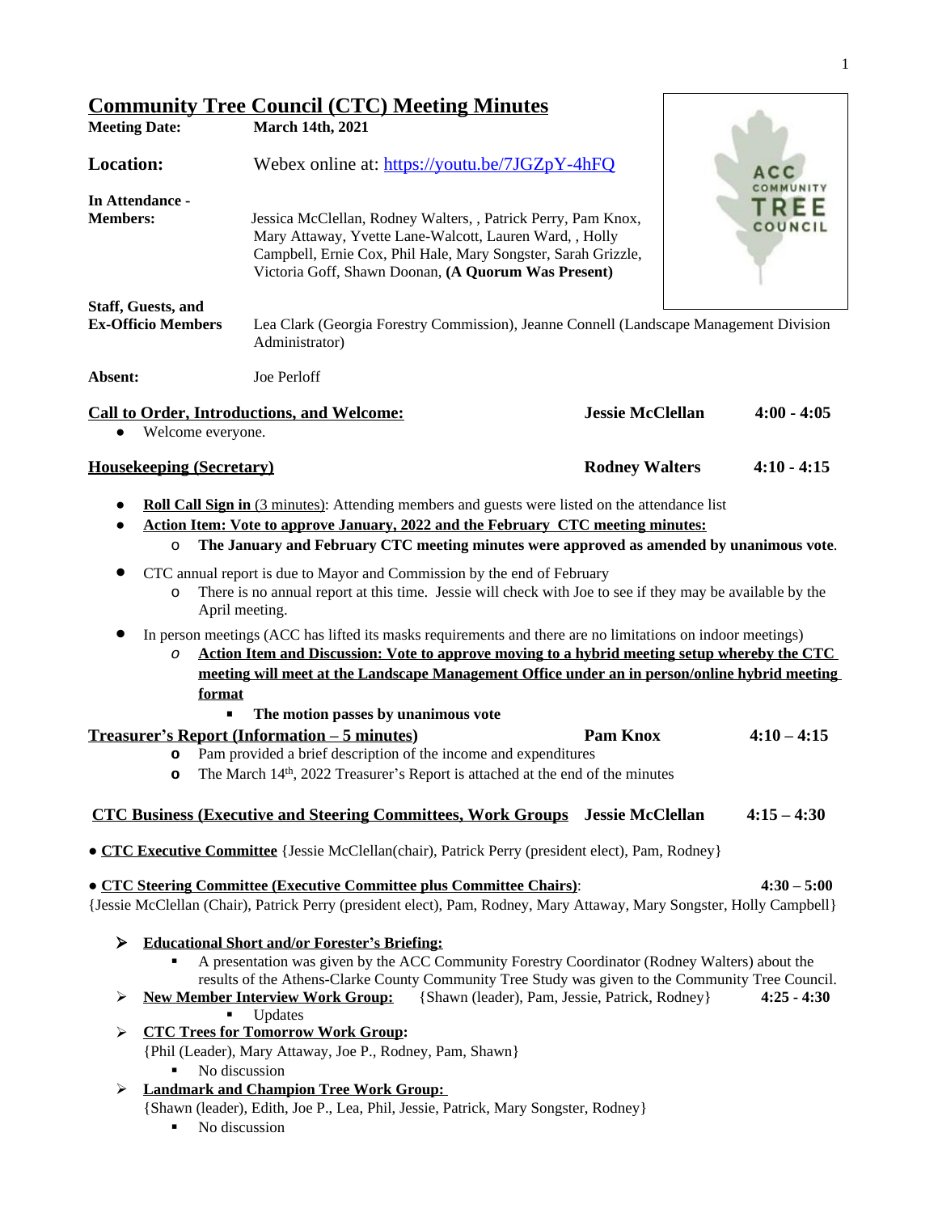# Community Tree Council (CTC) Meeting Minutes

**Meeting Date:** **March 14th, 2021**

**Location:** Webex online at: [https://youtu.be/7JGZpY-4hFQ](https://youtu.be/7JGZpY-4hFQ)

**In Attendance - Members:** Jessica McClellan, Rodney Walters, , Patrick Perry, Pam Knox, Mary Attaway, Yvette Lane-Walcott, Lauren Ward, , Holly Campbell, Ernie Cox, Phil Hale, Mary Songster, Sarah Grizzle, Victoria Goff, Shawn Doonan, **(A Quorum Was Present)**

**Staff, Guests, and Ex-Officio Members** Lea Clark (Georgia Forestry Commission), Jeanne Connell (Landscape Management Division Administrator)

**Absent:** Joe Perloff

**Call to Order, Introductions, and Welcome:** **Jessie McClellan** **4:00 - 4:05**

- Welcome everyone.

**Housekeeping (Secretary)** **Rodney Walters** **4:10 - 4:15**

- **Roll Call Sign in** (3 minutes): Attending members and guests were listed on the attendance list
- **Action Item: Vote to approve January, 2022 and the February CTC meeting minutes:**
  - **The January and February CTC meeting minutes were approved as amended by unanimous vote**.
- CTC annual report is due to Mayor and Commission by the end of February
  - There is no annual report at this time. Jessie will check with Joe to see if they may be available by the April meeting.
- In person meetings (ACC has lifted its masks requirements and there are no limitations on indoor meetings)
  - **Action Item and Discussion: Vote to approve moving to a hybrid meeting setup whereby the CTC meeting will meet at the Landscape Management Office under an in person/online hybrid meeting format**
    - **The motion passes by unanimous vote**

**Treasurer's Report (Information – 5 minutes)** **Pam Knox** **4:10 – 4:15**

- Pam provided a brief description of the income and expenditures
- The March 14th, 2022 Treasurer's Report is attached at the end of the minutes

**CTC Business (Executive and Steering Committees, Work Groups** **Jessie McClellan** **4:15 – 4:30**

- **CTC Executive Committee** {Jessie McClellan(chair), Patrick Perry (president elect), Pam, Rodney}

- **CTC Steering Committee (Executive Committee plus Committee Chairs)**: **4:30 – 5:00**

{Jessie McClellan (Chair), Patrick Perry (president elect), Pam, Rodney, Mary Attaway, Mary Songster, Holly Campbell}

- **Educational Short and/or Forester's Briefing:**
  - A presentation was given by the ACC Community Forestry Coordinator (Rodney Walters) about the results of the Athens-Clarke County Community Tree Study was given to the Community Tree Council.
- **New Member Interview Work Group:** {Shawn (leader), Pam, Jessie, Patrick, Rodney} **4:25 - 4:30**
  - Updates
- **CTC Trees for Tomorrow Work Group:**
  {Phil (Leader), Mary Attaway, Joe P., Rodney, Pam, Shawn}
  - No discussion
- **Landmark and Champion Tree Work Group:**
  {Shawn (leader), Edith, Joe P., Lea, Phil, Jessie, Patrick, Mary Songster, Rodney}
  - No discussion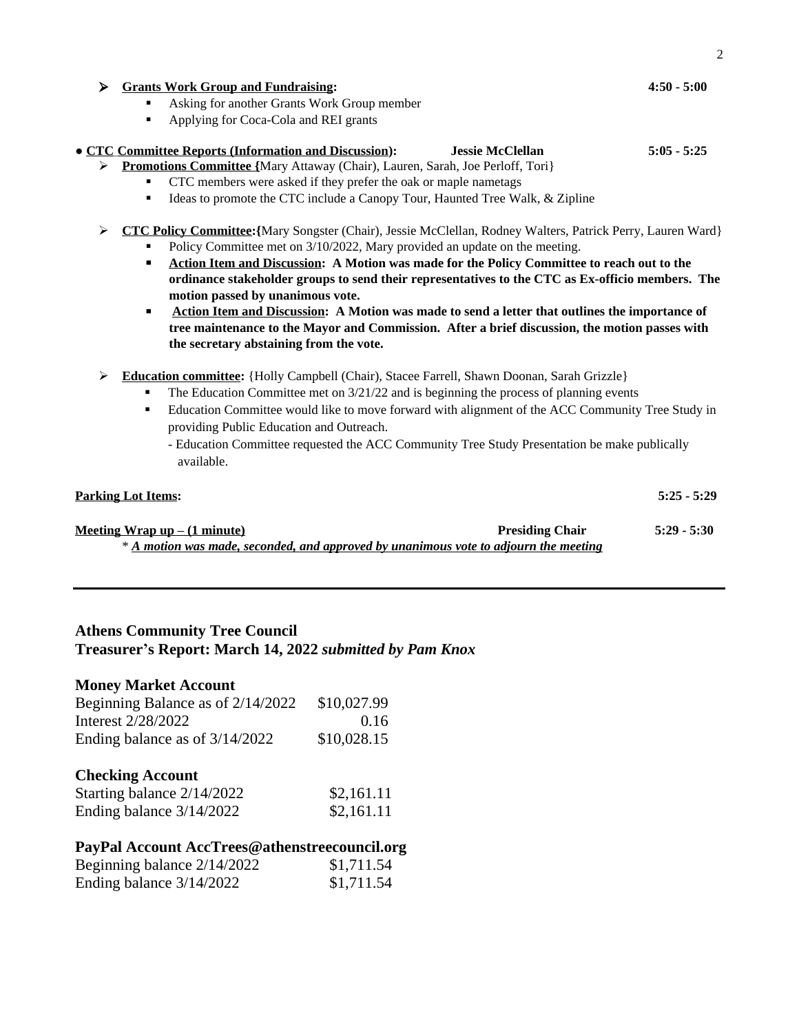- **Grants Work Group and Fundraising:** **4:50 - 5:00**
  - Asking for another Grants Work Group member
  - Applying for Coca-Cola and REI grants

- **CTC Committee Reports (Information and Discussion): Jessie McClellan 5:05 - 5:25**
  - **Promotions Committee {**Mary Attaway (Chair), Lauren, Sarah, Joe Perloff, Tori}
    - CTC members were asked if they prefer the oak or maple nametags
    - Ideas to promote the CTC include a Canopy Tour, Haunted Tree Walk, & Zipline
  - **CTC Policy Committee:{**Mary Songster (Chair), Jessie McClellan, Rodney Walters, Patrick Perry, Lauren Ward}
    - Policy Committee met on 3/10/2022, Mary provided an update on the meeting.
    - **Action Item and Discussion: A Motion was made for the Policy Committee to reach out to the ordinance stakeholder groups to send their representatives to the CTC as Ex-officio members. The motion passed by unanimous vote.**
    - **Action Item and Discussion: A Motion was made to send a letter that outlines the importance of tree maintenance to the Mayor and Commission. After a brief discussion, the motion passes with the secretary abstaining from the vote.**
  - **Education committee:** {Holly Campbell (Chair), Stacee Farrell, Shawn Doonan, Sarah Grizzle}
    - The Education Committee met on 3/21/22 and is beginning the process of planning events
    - Education Committee would like to move forward with alignment of the ACC Community Tree Study in providing Public Education and Outreach.
      - Education Committee requested the ACC Community Tree Study Presentation be make publically available.

**Parking Lot Items:** **5:25 - 5:29**

**Meeting Wrap up – (1 minute)** **Presiding Chair** **5:29 - 5:30**

\* ***A motion was made, seconded, and approved by unanimous vote to adjourn the meeting***

---

## Athens Community Tree Council
## Treasurer's Report: March 14, 2022 *submitted by Pam Knox*

### Money Market Account

| | |
|---|---|
| Beginning Balance as of 2/14/2022 | $10,027.99 |
| Interest 2/28/2022 | 0.16 |
| Ending balance as of 3/14/2022 | $10,028.15 |

### Checking Account

| | |
|---|---|
| Starting balance 2/14/2022 | $2,161.11 |
| Ending balance 3/14/2022 | $2,161.11 |

### PayPal Account AccTrees@athenstreecouncil.org

| | |
|---|---|
| Beginning balance 2/14/2022 | $1,711.54 |
| Ending balance 3/14/2022 | $1,711.54 |